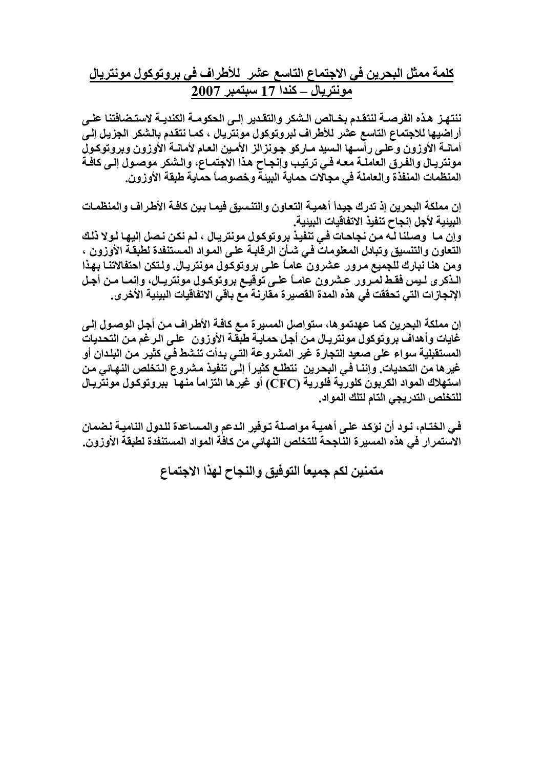## كلمة ممثل البحرين في الاجتماع التاسع عشر للأطراف في بروتوكول مونتريال مونتريال – كندا 17 سبتمبر 2007

**ننتهز هذه الفرصة لنتقدم بخالص الشكر والتقدير إلى الحكومة الكندية لاستضافتنا على أراضيها للاجتماع التاسع عشر للأطراف لبروتوكول مونتريال ، كما نتقدم بالشكر الجزيل إلى أمانة الأوزون وعلى رأسها السيد ماركو جونزالز الأمين العام لأمانة الأوزون وبروتوكول مونتريال والفرق العاملة معه في ترتيب وإنجاح هذا الاجتماع، والشكر موصول إلى كافة المنظمات المنفذة والعاملة في مجالات حماية البيئة وخصوصاً حماية طبقة الأوزون.**

**إن مملكة البحرين إذ تدرك جيداً أهمية التعاون والتنسيق فيما بين كافة الأطراف والمنظمات البيئية لأجل إنجاح تنفيذ الاتفاقيات البيئية.**
**وإن ما وصلنا له من نجاحات في تنفيذ بروتوكول مونتريال ، لم نكن نصل إليها لولا ذلك التعاون والتنسيق وتبادل المعلومات في شأن الرقابة على المواد المستنفدة لطبقة الأوزون ، ومن هنا نبارك للجميع مرور عشرون عاماً على بروتوكول مونتريال. ولتكن احتفالاتنا بهذا الذكرى ليس فقط لمرور عشرون عاماً على توقيع بروتوكول مونتريال، وإنما من أجل الإنجازات التي تحققت في هذه المدة القصيرة مقارنة مع باقي الاتفاقيات البيئية الأخرى.**

**إن مملكة البحرين كما عهدتموها، ستواصل المسيرة مع كافة الأطراف من أجل الوصول إلى غايات وأهداف بروتوكول مونتريال من أجل حماية طبقة الأوزون على الرغم من التحديات المستقبلية سواء على صعيد التجارة غير المشروعة التي بدأت تنشط في كثير من البلدان أو غيرها من التحديات. وإننا في البحرين نتطلع كثيراً إلى تنفيذ مشروع التخلص النهائي من استهلاك المواد الكربون كلورية فلورية (CFC) أو غيرها التزاماً منها ببروتوكول مونتريال للتخلص التدريجي التام لتلك المواد.**

**في الختام، نود أن نؤكد على أهمية مواصلة توفير الدعم والمساعدة للدول النامية لضمان الاستمرار في هذه المسيرة الناجحة للتخلص النهائي من كافة المواد المستنفدة لطبقة الأوزون.**

**متمنين لكم جميعاً التوفيق والنجاح لهذا الاجتماع**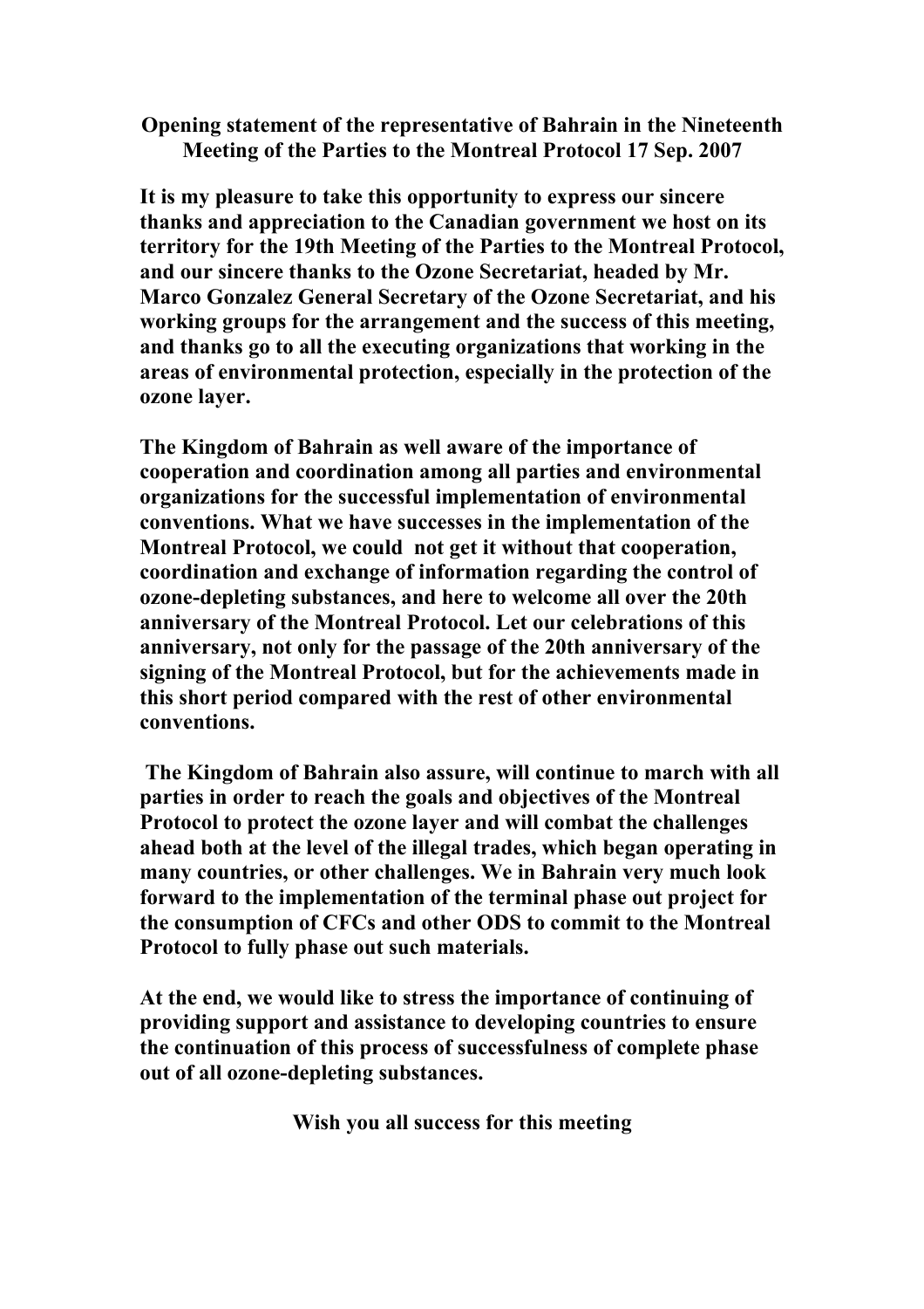**Opening statement of the representative of Bahrain in the Nineteenth Meeting of the Parties to the Montreal Protocol 17 Sep. 2007**

**It is my pleasure to take this opportunity to express our sincere thanks and appreciation to the Canadian government we host on its territory for the 19th Meeting of the Parties to the Montreal Protocol, and our sincere thanks to the Ozone Secretariat, headed by Mr. Marco Gonzalez General Secretary of the Ozone Secretariat, and his working groups for the arrangement and the success of this meeting, and thanks go to all the executing organizations that working in the areas of environmental protection, especially in the protection of the ozone layer.**

**The Kingdom of Bahrain as well aware of the importance of cooperation and coordination among all parties and environmental organizations for the successful implementation of environmental conventions. What we have successes in the implementation of the Montreal Protocol, we could not get it without that cooperation, coordination and exchange of information regarding the control of ozone-depleting substances, and here to welcome all over the 20th anniversary of the Montreal Protocol. Let our celebrations of this anniversary, not only for the passage of the 20th anniversary of the signing of the Montreal Protocol, but for the achievements made in this short period compared with the rest of other environmental conventions.**

**The Kingdom of Bahrain also assure, will continue to march with all parties in order to reach the goals and objectives of the Montreal Protocol to protect the ozone layer and will combat the challenges ahead both at the level of the illegal trades, which began operating in many countries, or other challenges. We in Bahrain very much look forward to the implementation of the terminal phase out project for the consumption of CFCs and other ODS to commit to the Montreal Protocol to fully phase out such materials.**

**At the end, we would like to stress the importance of continuing of providing support and assistance to developing countries to ensure the continuation of this process of successfulness of complete phase out of all ozone-depleting substances.**

**Wish you all success for this meeting**